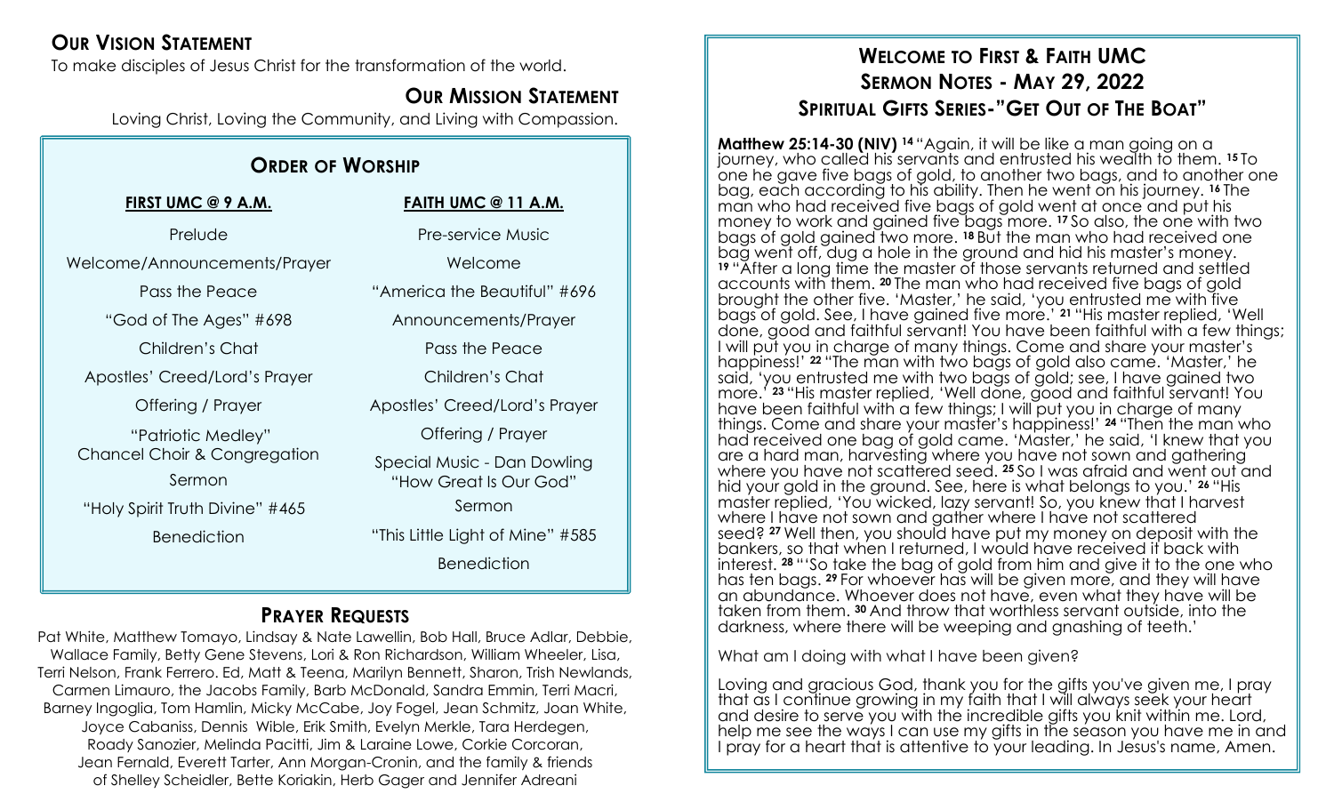## Our Vision Statement

To make disciples of Jesus Christ for the transformation of the world.

## Our Mission Statement

Loving Christ, Loving the Community, and Living with Compassion.

## Order of Worship

| FIRST UMC @ 9 A.M. | FAITH UMC @ 11 A.M. |
|---|---|
| Prelude | Pre-service Music |
| Welcome/Announcements/Prayer | Welcome |
| Pass the Peace | "America the Beautiful" #696 |
| "God of The Ages" #698 | Announcements/Prayer |
| Children's Chat | Pass the Peace |
| Apostles' Creed/Lord's Prayer | Children's Chat |
| Offering / Prayer | Apostles' Creed/Lord's Prayer |
| "Patriotic Medley" Chancel Choir & Congregation | Offering / Prayer |
| Sermon | Special Music - Dan Dowling "How Great Is Our God" |
| "Holy Spirit Truth Divine" #465 | Sermon |
| Benediction | "This Little Light of Mine" #585 |
| | Benediction |

## Prayer Requests

Pat White, Matthew Tomayo, Lindsay & Nate Lawellin, Bob Hall, Bruce Adlar, Debbie, Wallace Family, Betty Gene Stevens, Lori & Ron Richardson, William Wheeler, Lisa, Terri Nelson, Frank Ferrero. Ed, Matt & Teena, Marilyn Bennett, Sharon, Trish Newlands, Carmen Limauro, the Jacobs Family, Barb McDonald, Sandra Emmin, Terri Macri, Barney Ingoglia, Tom Hamlin, Micky McCabe, Joy Fogel, Jean Schmitz, Joan White, Joyce Cabaniss, Dennis Wible, Erik Smith, Evelyn Merkle, Tara Herdegen, Roady Sanozier, Melinda Pacitti, Jim & Laraine Lowe, Corkie Corcoran, Jean Fernald, Everett Tarter, Ann Morgan-Cronin, and the family & friends of Shelley Scheidler, Bette Koriakin, Herb Gager and Jennifer Adreani

## Welcome to First & Faith UMC
## Sermon Notes - May 29, 2022
## Spiritual Gifts Series-"Get Out of The Boat"

**Matthew 25:14-30 (NIV)** [14] "Again, it will be like a man going on a journey, who called his servants and entrusted his wealth to them. [15] To one he gave five bags of gold, to another two bags, and to another one bag, each according to his ability. Then he went on his journey. [16] The man who had received five bags of gold went at once and put his money to work and gained five bags more. [17] So also, the one with two bags of gold gained two more. [18] But the man who had received one bag went off, dug a hole in the ground and hid his master's money. [19] "After a long time the master of those servants returned and settled accounts with them. [20] The man who had received five bags of gold brought the other five. 'Master,' he said, 'you entrusted me with five bags of gold. See, I have gained five more.' [21] "His master replied, 'Well done, good and faithful servant! You have been faithful with a few things; I will put you in charge of many things. Come and share your master's happiness!' [22] "The man with two bags of gold also came. 'Master,' he said, 'you entrusted me with two bags of gold; see, I have gained two more.' [23] "His master replied, 'Well done, good and faithful servant! You have been faithful with a few things; I will put you in charge of many things. Come and share your master's happiness!' [24] "Then the man who had received one bag of gold came. 'Master,' he said, 'I knew that you are a hard man, harvesting where you have not sown and gathering where you have not scattered seed. [25] So I was afraid and went out and hid your gold in the ground. See, here is what belongs to you.' [26] "His master replied, 'You wicked, lazy servant! So, you knew that I harvest where I have not sown and gather where I have not scattered seed? [27] Well then, you should have put my money on deposit with the bankers, so that when I returned, I would have received it back with interest. [28] "'So take the bag of gold from him and give it to the one who has ten bags. [29] For whoever has will be given more, and they will have an abundance. Whoever does not have, even what they have will be taken from them. [30] And throw that worthless servant outside, into the darkness, where there will be weeping and gnashing of teeth.'

What am I doing with what I have been given?

Loving and gracious God, thank you for the gifts you've given me, I pray that as I continue growing in my faith that I will always seek your heart and desire to serve you with the incredible gifts you knit within me. Lord, help me see the ways I can use my gifts in the season you have me in and I pray for a heart that is attentive to your leading. In Jesus's name, Amen.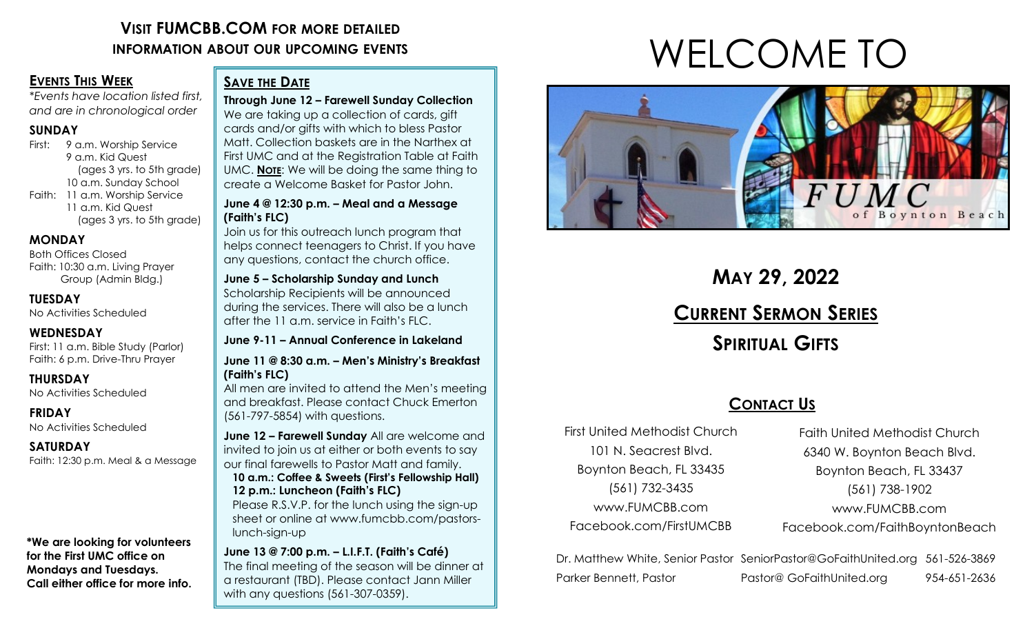## Visit FUMCBB.COM for more detailed information about our upcoming events

### Events This Week

*\*Events have location listed first, and are in chronological order*

**SUNDAY**

First: 9 a.m. Worship Service
9 a.m. Kid Quest
(ages 3 yrs. to 5th grade)
10 a.m. Sunday School

Faith: 11 a.m. Worship Service
11 a.m. Kid Quest
(ages 3 yrs. to 5th grade)

**MONDAY**

Both Offices Closed
Faith: 10:30 a.m. Living Prayer Group (Admin Bldg.)

**TUESDAY**

No Activities Scheduled

**WEDNESDAY**

First: 11 a.m. Bible Study (Parlor)
Faith: 6 p.m. Drive-Thru Prayer

**THURSDAY**

No Activities Scheduled

**FRIDAY**

No Activities Scheduled

**SATURDAY**

Faith: 12:30 p.m. Meal & a Message

**\*We are looking for volunteers for the First UMC office on Mondays and Tuesdays. Call either office for more info.**

### Save the Date

**Through June 12 – Farewell Sunday Collection**
We are taking up a collection of cards, gift cards and/or gifts with which to bless Pastor Matt. Collection baskets are in the Narthex at First UMC and at the Registration Table at Faith UMC. **Note**: We will be doing the same thing to create a Welcome Basket for Pastor John.

**June 4 @ 12:30 p.m. – Meal and a Message (Faith's FLC)**
Join us for this outreach lunch program that helps connect teenagers to Christ. If you have any questions, contact the church office.

**June 5 – Scholarship Sunday and Lunch**
Scholarship Recipients will be announced during the services. There will also be a lunch after the 11 a.m. service in Faith's FLC.

**June 9-11 – Annual Conference in Lakeland**

**June 11 @ 8:30 a.m. – Men's Ministry's Breakfast (Faith's FLC)**
All men are invited to attend the Men's meeting and breakfast. Please contact Chuck Emerton (561-797-5854) with questions.

**June 12 – Farewell Sunday** All are welcome and invited to join us at either or both events to say our final farewells to Pastor Matt and family.

**10 a.m.: Coffee & Sweets (First's Fellowship Hall)**
**12 p.m.: Luncheon (Faith's FLC)**
Please R.S.V.P. for the lunch using the sign-up sheet or online at www.fumcbb.com/pastors-lunch-sign-up

**June 13 @ 7:00 p.m. – L.I.F.T. (Faith's Café)**
The final meeting of the season will be dinner at a restaurant (TBD). Please contact Jann Miller with any questions (561-307-0359).

# WELCOME TO

FUMC of Boynton Beach

## May 29, 2022

## Current Sermon Series

## Spiritual Gifts

### Contact Us

First United Methodist Church
101 N. Seacrest Blvd.
Boynton Beach, FL 33435
(561) 732-3435
www.FUMCBB.com
Facebook.com/FirstUMCBB

Faith United Methodist Church
6340 W. Boynton Beach Blvd.
Boynton Beach, FL 33437
(561) 738-1902
www.FUMCBB.com
Facebook.com/FaithBoyntonBeach

| | | |
|---|---|---|
| Dr. Matthew White, Senior Pastor | SeniorPastor@GoFaithUnited.org | 561-526-3869 |
| Parker Bennett, Pastor | Pastor@ GoFaithUnited.org | 954-651-2636 |